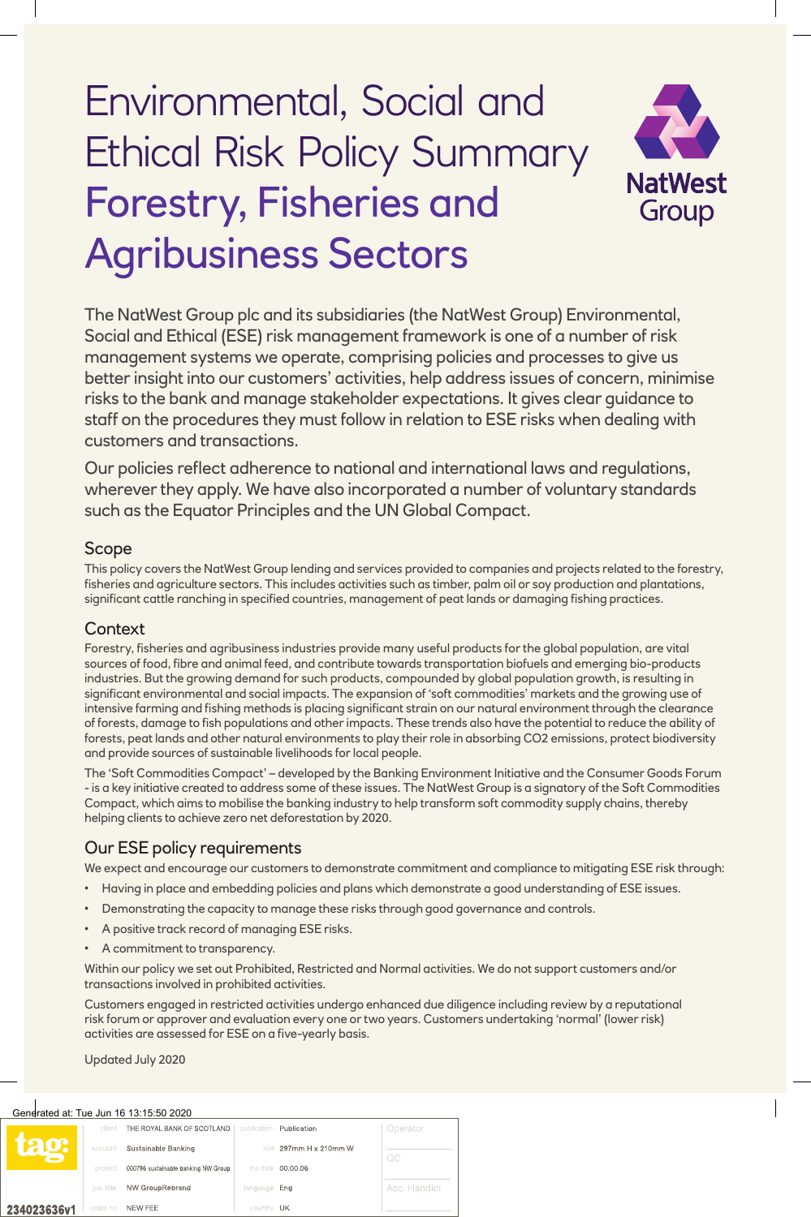# Environmental, Social and Ethical Risk Policy Summary Forestry, Fisheries and Agribusiness Sectors

NatWest Group

The NatWest Group plc and its subsidiaries (the NatWest Group) Environmental, Social and Ethical (ESE) risk management framework is one of a number of risk management systems we operate, comprising policies and processes to give us better insight into our customers' activities, help address issues of concern, minimise risks to the bank and manage stakeholder expectations. It gives clear guidance to staff on the procedures they must follow in relation to ESE risks when dealing with customers and transactions.

Our policies reflect adherence to national and international laws and regulations, wherever they apply. We have also incorporated a number of voluntary standards such as the Equator Principles and the UN Global Compact.

## Scope

This policy covers the NatWest Group lending and services provided to companies and projects related to the forestry, fisheries and agriculture sectors. This includes activities such as timber, palm oil or soy production and plantations, significant cattle ranching in specified countries, management of peat lands or damaging fishing practices.

## Context

Forestry, fisheries and agribusiness industries provide many useful products for the global population, are vital sources of food, fibre and animal feed, and contribute towards transportation biofuels and emerging bio-products industries. But the growing demand for such products, compounded by global population growth, is resulting in significant environmental and social impacts. The expansion of 'soft commodities' markets and the growing use of intensive farming and fishing methods is placing significant strain on our natural environment through the clearance of forests, damage to fish populations and other impacts. These trends also have the potential to reduce the ability of forests, peat lands and other natural environments to play their role in absorbing $CO_2$ emissions, protect biodiversity and provide sources of sustainable livelihoods for local people.

The 'Soft Commodities Compact' – developed by the Banking Environment Initiative and the Consumer Goods Forum - is a key initiative created to address some of these issues. The NatWest Group is a signatory of the Soft Commodities Compact, which aims to mobilise the banking industry to help transform soft commodity supply chains, thereby helping clients to achieve zero net deforestation by 2020.

## Our ESE policy requirements

We expect and encourage our customers to demonstrate commitment and compliance to mitigating ESE risk through:

- Having in place and embedding policies and plans which demonstrate a good understanding of ESE issues.
- Demonstrating the capacity to manage these risks through good governance and controls.
- A positive track record of managing ESE risks.
- A commitment to transparency.

Within our policy we set out Prohibited, Restricted and Normal activities. We do not support customers and/or transactions involved in prohibited activities.

Customers engaged in restricted activities undergo enhanced due diligence including review by a reputational risk forum or approver and evaluation every one or two years. Customers undertaking 'normal' (lower risk) activities are assessed for ESE on a five-yearly basis.

Updated July 2020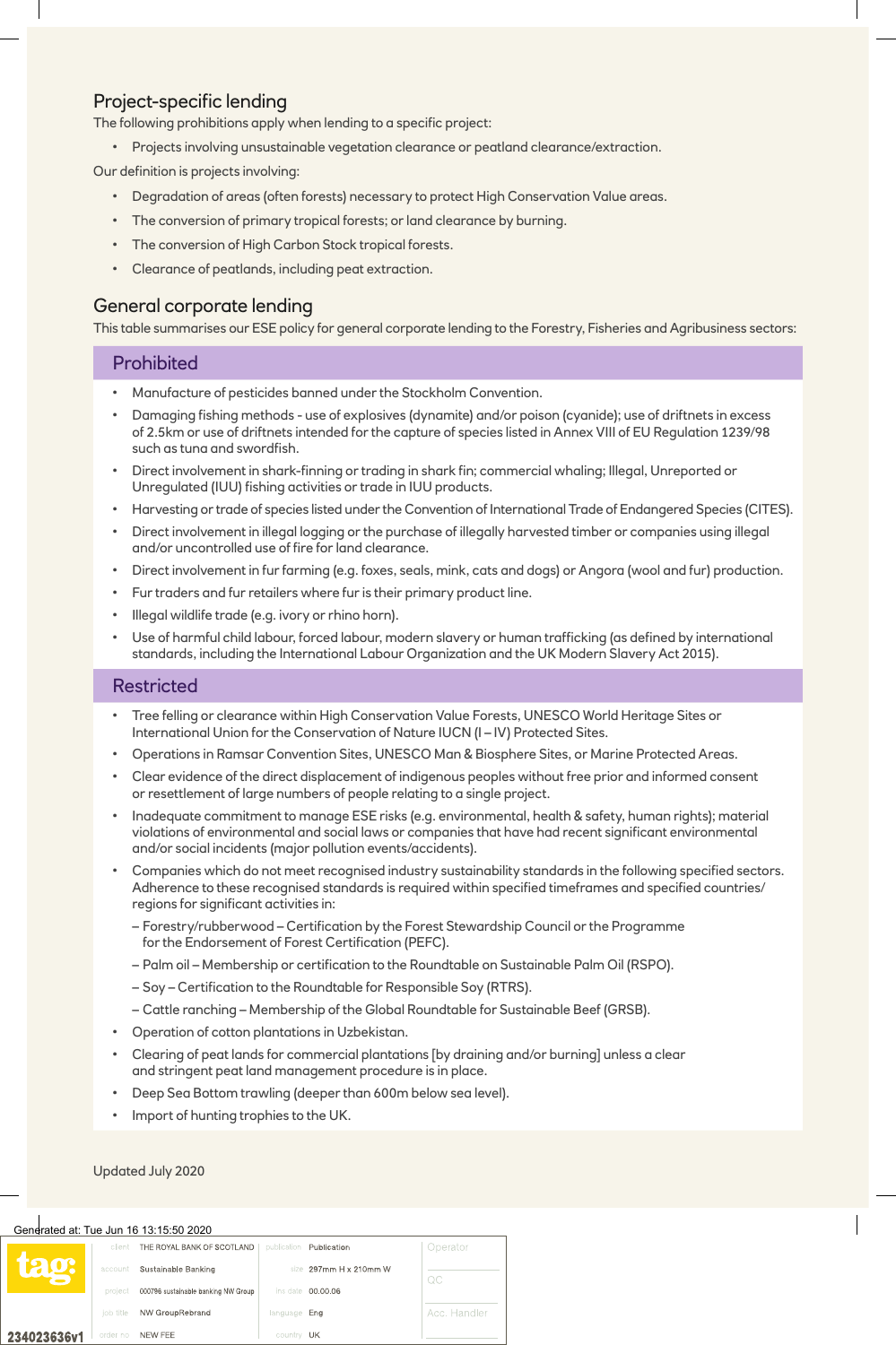## Project-specific lending

The following prohibitions apply when lending to a specific project:

- Projects involving unsustainable vegetation clearance or peatland clearance/extraction.

Our definition is projects involving:

- Degradation of areas (often forests) necessary to protect High Conservation Value areas.
- The conversion of primary tropical forests; or land clearance by burning.
- The conversion of High Carbon Stock tropical forests.
- Clearance of peatlands, including peat extraction.

## General corporate lending

This table summarises our ESE policy for general corporate lending to the Forestry, Fisheries and Agribusiness sectors:

### Prohibited

- Manufacture of pesticides banned under the Stockholm Convention.
- Damaging fishing methods - use of explosives (dynamite) and/or poison (cyanide); use of driftnets in excess of 2.5km or use of driftnets intended for the capture of species listed in Annex VIII of EU Regulation 1239/98 such as tuna and swordfish.
- Direct involvement in shark-finning or trading in shark fin; commercial whaling; Illegal, Unreported or Unregulated (IUU) fishing activities or trade in IUU products.
- Harvesting or trade of species listed under the Convention of International Trade of Endangered Species (CITES).
- Direct involvement in illegal logging or the purchase of illegally harvested timber or companies using illegal and/or uncontrolled use of fire for land clearance.
- Direct involvement in fur farming (e.g. foxes, seals, mink, cats and dogs) or Angora (wool and fur) production.
- Fur traders and fur retailers where fur is their primary product line.
- Illegal wildlife trade (e.g. ivory or rhino horn).
- Use of harmful child labour, forced labour, modern slavery or human trafficking (as defined by international standards, including the International Labour Organization and the UK Modern Slavery Act 2015).

### Restricted

- Tree felling or clearance within High Conservation Value Forests, UNESCO World Heritage Sites or International Union for the Conservation of Nature IUCN (I – IV) Protected Sites.
- Operations in Ramsar Convention Sites, UNESCO Man & Biosphere Sites, or Marine Protected Areas.
- Clear evidence of the direct displacement of indigenous peoples without free prior and informed consent or resettlement of large numbers of people relating to a single project.
- Inadequate commitment to manage ESE risks (e.g. environmental, health & safety, human rights); material violations of environmental and social laws or companies that have had recent significant environmental and/or social incidents (major pollution events/accidents).
- Companies which do not meet recognised industry sustainability standards in the following specified sectors. Adherence to these recognised standards is required within specified timeframes and specified countries/regions for significant activities in:
  - Forestry/rubberwood – Certification by the Forest Stewardship Council or the Programme for the Endorsement of Forest Certification (PEFC).
  - Palm oil – Membership or certification to the Roundtable on Sustainable Palm Oil (RSPO).
  - Soy – Certification to the Roundtable for Responsible Soy (RTRS).
  - Cattle ranching – Membership of the Global Roundtable for Sustainable Beef (GRSB).
- Operation of cotton plantations in Uzbekistan.
- Clearing of peat lands for commercial plantations [by draining and/or burning] unless a clear and stringent peat land management procedure is in place.
- Deep Sea Bottom trawling (deeper than 600m below sea level).
- Import of hunting trophies to the UK.

Updated July 2020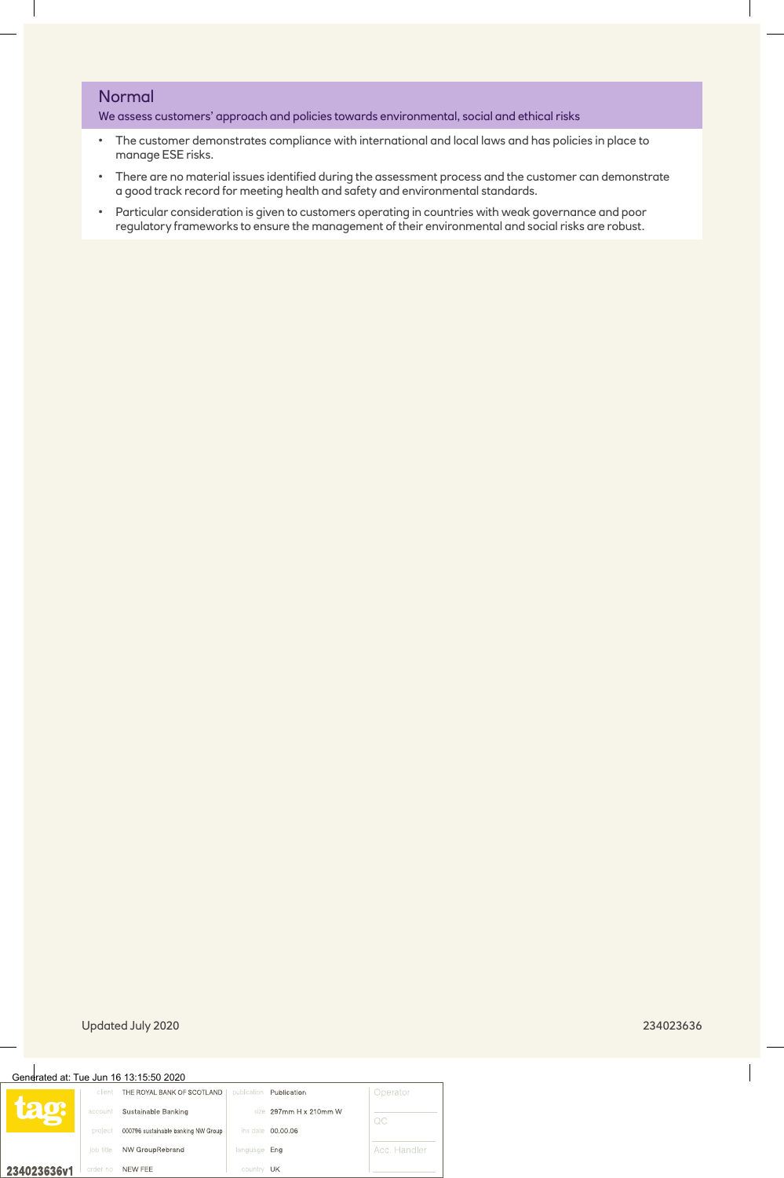## Normal

We assess customers' approach and policies towards environmental, social and ethical risks

- The customer demonstrates compliance with international and local laws and has policies in place to manage ESE risks.
- There are no material issues identified during the assessment process and the customer can demonstrate a good track record for meeting health and safety and environmental standards.
- Particular consideration is given to customers operating in countries with weak governance and poor regulatory frameworks to ensure the management of their environmental and social risks are robust.

Updated July 2020

234023636